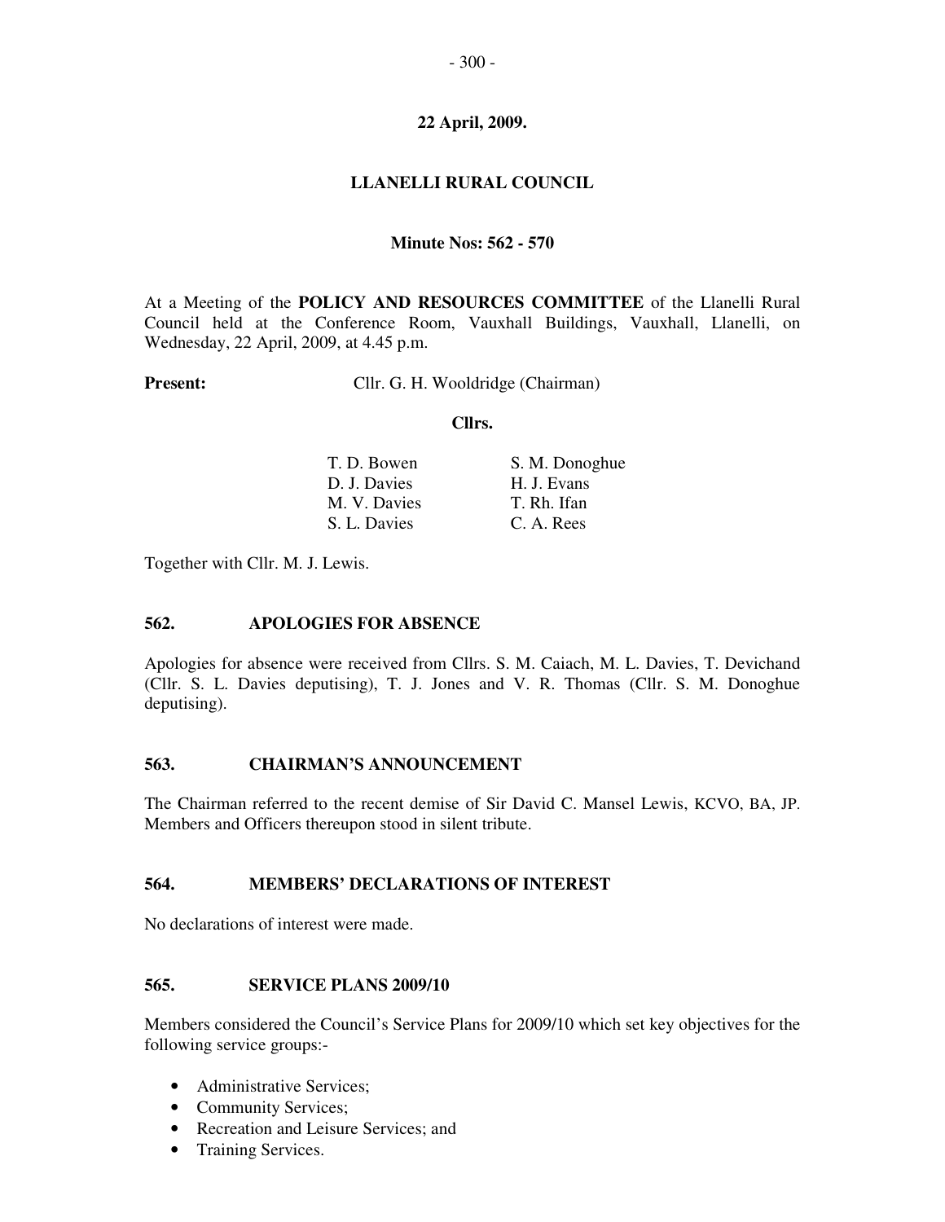**22 April, 2009.**

# LLANELLI RURAL COUNCIL

**Minute Nos: 562 - 570**

At a Meeting of the **POLICY AND RESOURCES COMMITTEE** of the Llanelli Rural Council held at the Conference Room, Vauxhall Buildings, Vauxhall, Llanelli, on Wednesday, 22 April, 2009, at 4.45 p.m.

**Present:** Cllr. G. H. Wooldridge (Chairman)

**Cllrs.**

| | |
|---|---|
| T. D. Bowen | S. M. Donoghue |
| D. J. Davies | H. J. Evans |
| M. V. Davies | T. Rh. Ifan |
| S. L. Davies | C. A. Rees |

Together with Cllr. M. J. Lewis.

## 562. APOLOGIES FOR ABSENCE

Apologies for absence were received from Cllrs. S. M. Caiach, M. L. Davies, T. Devichand (Cllr. S. L. Davies deputising), T. J. Jones and V. R. Thomas (Cllr. S. M. Donoghue deputising).

## 563. CHAIRMAN'S ANNOUNCEMENT

The Chairman referred to the recent demise of Sir David C. Mansel Lewis, KCVO, BA, JP. Members and Officers thereupon stood in silent tribute.

## 564. MEMBERS' DECLARATIONS OF INTEREST

No declarations of interest were made.

## 565. SERVICE PLANS 2009/10

Members considered the Council's Service Plans for 2009/10 which set key objectives for the following service groups:-

- Administrative Services;
- Community Services;
- Recreation and Leisure Services; and
- Training Services.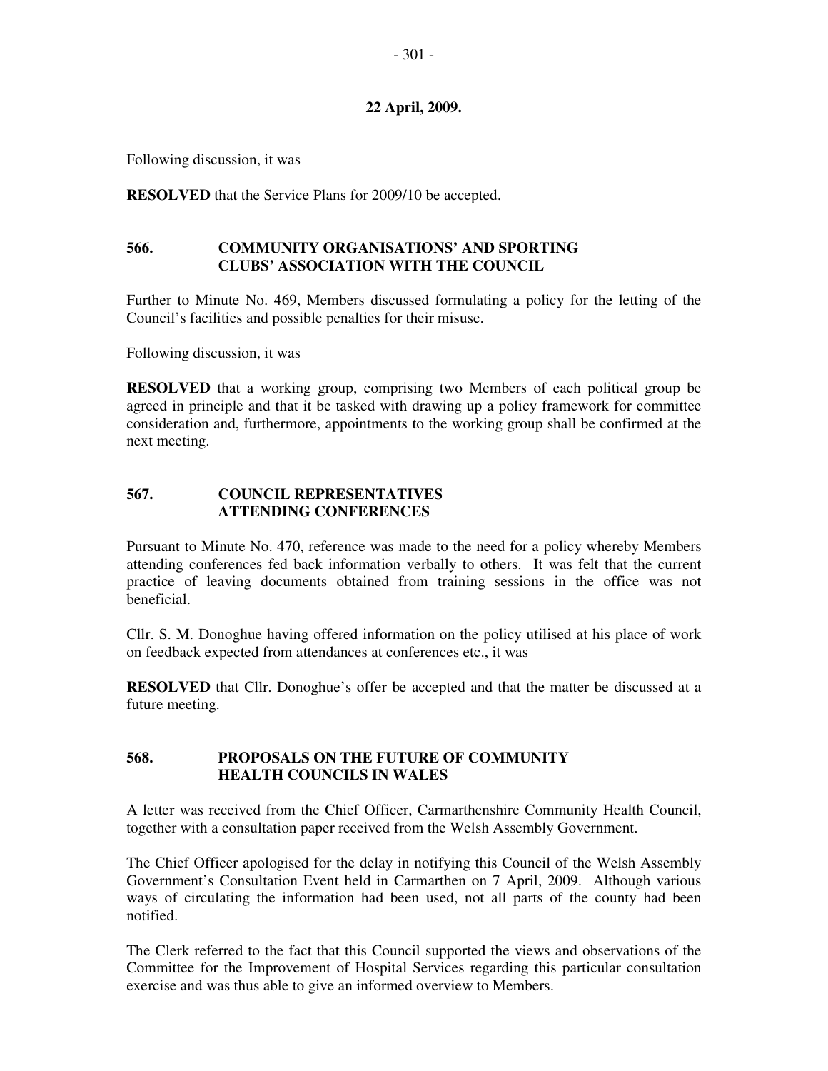**22 April, 2009.**

Following discussion, it was

**RESOLVED** that the Service Plans for 2009/10 be accepted.

## 566. COMMUNITY ORGANISATIONS' AND SPORTING CLUBS' ASSOCIATION WITH THE COUNCIL

Further to Minute No. 469, Members discussed formulating a policy for the letting of the Council's facilities and possible penalties for their misuse.

Following discussion, it was

**RESOLVED** that a working group, comprising two Members of each political group be agreed in principle and that it be tasked with drawing up a policy framework for committee consideration and, furthermore, appointments to the working group shall be confirmed at the next meeting.

## 567. COUNCIL REPRESENTATIVES ATTENDING CONFERENCES

Pursuant to Minute No. 470, reference was made to the need for a policy whereby Members attending conferences fed back information verbally to others. It was felt that the current practice of leaving documents obtained from training sessions in the office was not beneficial.

Cllr. S. M. Donoghue having offered information on the policy utilised at his place of work on feedback expected from attendances at conferences etc., it was

**RESOLVED** that Cllr. Donoghue's offer be accepted and that the matter be discussed at a future meeting.

## 568. PROPOSALS ON THE FUTURE OF COMMUNITY HEALTH COUNCILS IN WALES

A letter was received from the Chief Officer, Carmarthenshire Community Health Council, together with a consultation paper received from the Welsh Assembly Government.

The Chief Officer apologised for the delay in notifying this Council of the Welsh Assembly Government's Consultation Event held in Carmarthen on 7 April, 2009. Although various ways of circulating the information had been used, not all parts of the county had been notified.

The Clerk referred to the fact that this Council supported the views and observations of the Committee for the Improvement of Hospital Services regarding this particular consultation exercise and was thus able to give an informed overview to Members.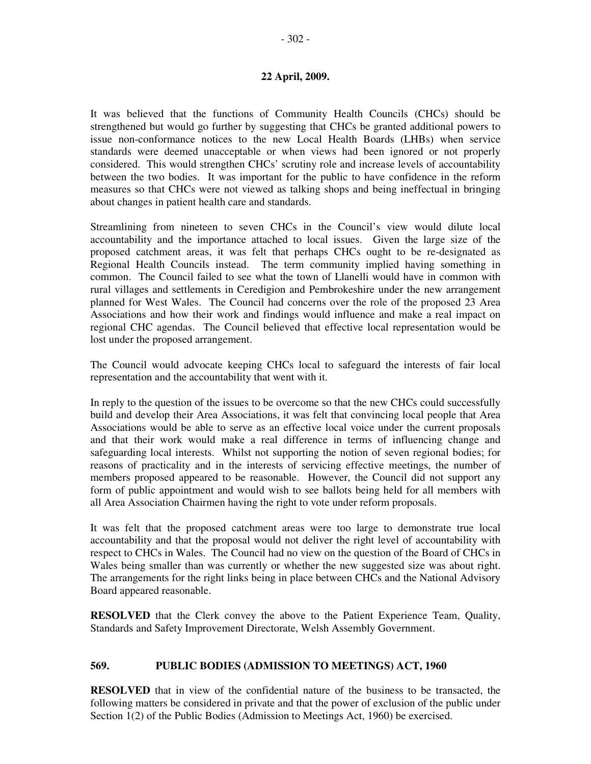**22 April, 2009.**

It was believed that the functions of Community Health Councils (CHCs) should be strengthened but would go further by suggesting that CHCs be granted additional powers to issue non-conformance notices to the new Local Health Boards (LHBs) when service standards were deemed unacceptable or when views had been ignored or not properly considered. This would strengthen CHCs' scrutiny role and increase levels of accountability between the two bodies. It was important for the public to have confidence in the reform measures so that CHCs were not viewed as talking shops and being ineffectual in bringing about changes in patient health care and standards.

Streamlining from nineteen to seven CHCs in the Council's view would dilute local accountability and the importance attached to local issues. Given the large size of the proposed catchment areas, it was felt that perhaps CHCs ought to be re-designated as Regional Health Councils instead. The term community implied having something in common. The Council failed to see what the town of Llanelli would have in common with rural villages and settlements in Ceredigion and Pembrokeshire under the new arrangement planned for West Wales. The Council had concerns over the role of the proposed 23 Area Associations and how their work and findings would influence and make a real impact on regional CHC agendas. The Council believed that effective local representation would be lost under the proposed arrangement.

The Council would advocate keeping CHCs local to safeguard the interests of fair local representation and the accountability that went with it.

In reply to the question of the issues to be overcome so that the new CHCs could successfully build and develop their Area Associations, it was felt that convincing local people that Area Associations would be able to serve as an effective local voice under the current proposals and that their work would make a real difference in terms of influencing change and safeguarding local interests. Whilst not supporting the notion of seven regional bodies; for reasons of practicality and in the interests of servicing effective meetings, the number of members proposed appeared to be reasonable. However, the Council did not support any form of public appointment and would wish to see ballots being held for all members with all Area Association Chairmen having the right to vote under reform proposals.

It was felt that the proposed catchment areas were too large to demonstrate true local accountability and that the proposal would not deliver the right level of accountability with respect to CHCs in Wales. The Council had no view on the question of the Board of CHCs in Wales being smaller than was currently or whether the new suggested size was about right. The arrangements for the right links being in place between CHCs and the National Advisory Board appeared reasonable.

**RESOLVED** that the Clerk convey the above to the Patient Experience Team, Quality, Standards and Safety Improvement Directorate, Welsh Assembly Government.

## 569. PUBLIC BODIES (ADMISSION TO MEETINGS) ACT, 1960

**RESOLVED** that in view of the confidential nature of the business to be transacted, the following matters be considered in private and that the power of exclusion of the public under Section 1(2) of the Public Bodies (Admission to Meetings Act, 1960) be exercised.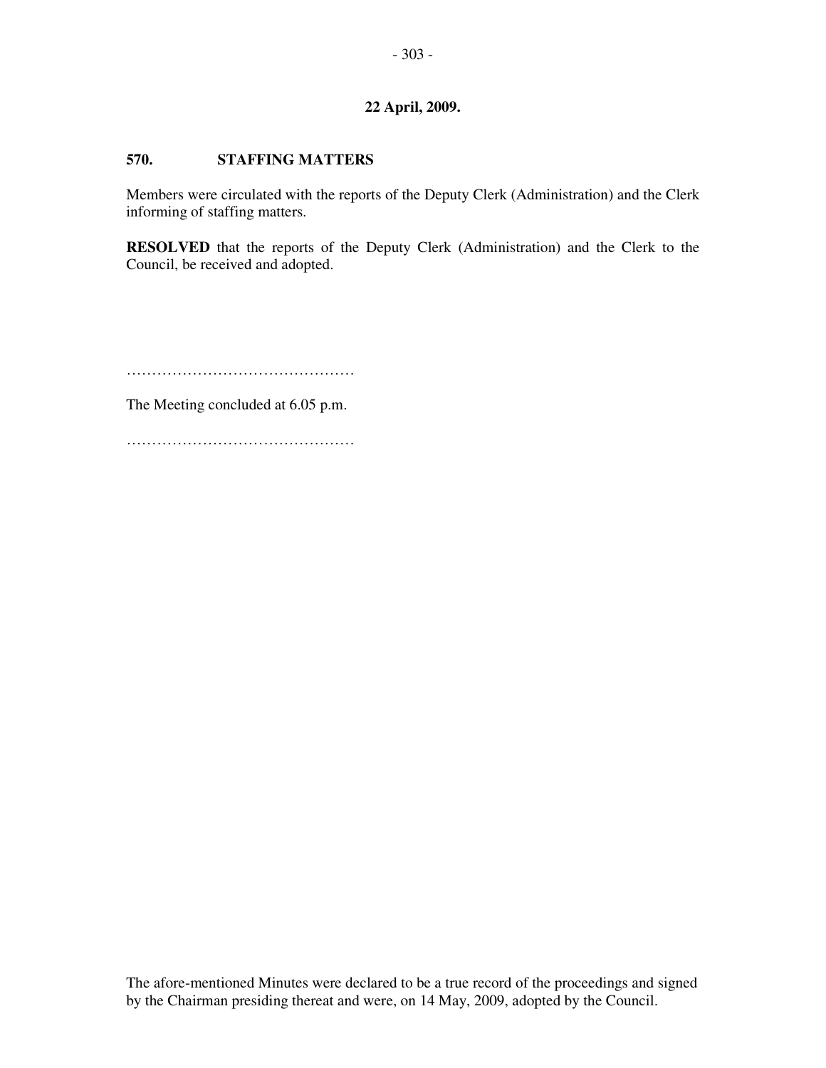**22 April, 2009.**

## 570. STAFFING MATTERS

Members were circulated with the reports of the Deputy Clerk (Administration) and the Clerk informing of staffing matters.

**RESOLVED** that the reports of the Deputy Clerk (Administration) and the Clerk to the Council, be received and adopted.

……………………………………….

The Meeting concluded at 6.05 p.m.

……………………………………….

The afore-mentioned Minutes were declared to be a true record of the proceedings and signed by the Chairman presiding thereat and were, on 14 May, 2009, adopted by the Council.